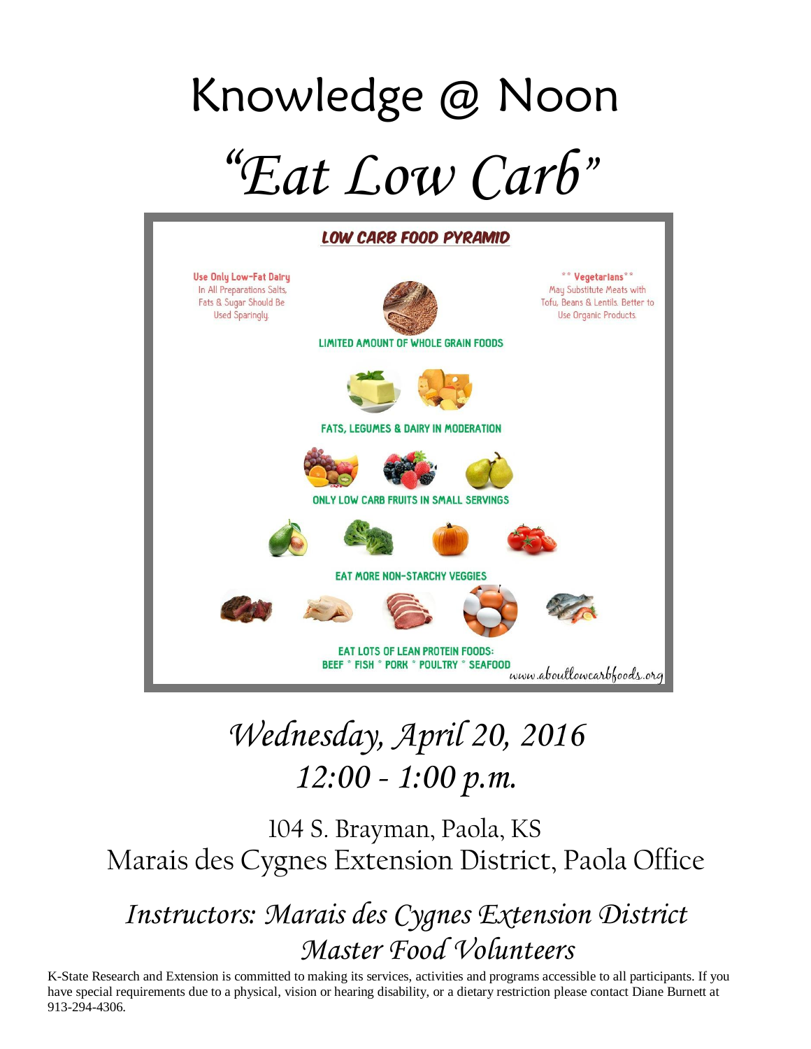# Knowledge @ Noon

# *"Eat Low Carb"*

**LOW CARB FOOD PYRAMID**

**Use Only Low-Fat Dairy**
In All Preparations Salts, Fats & Sugar Should Be Used Sparingly.

** Vegetarians**
May Substitute Meats with Tofu, Beans & Lentils. Better to Use Organic Products.

LIMITED AMOUNT OF WHOLE GRAIN FOODS

FATS, LEGUMES & DAIRY IN MODERATION

ONLY LOW CARB FRUITS IN SMALL SERVINGS

EAT MORE NON-STARCHY VEGGIES

EAT LOTS OF LEAN PROTEIN FOODS:
BEEF * FISH * PORK * POULTRY * SEAFOOD

www.aboutlowcarbfoods.org

## *Wednesday, April 20, 2016*
## *12:00 - 1:00 p.m.*

104 S. Brayman, Paola, KS
Marais des Cygnes Extension District, Paola Office

## *Instructors: Marais des Cygnes Extension District Master Food Volunteers*

K-State Research and Extension is committed to making its services, activities and programs accessible to all participants. If you have special requirements due to a physical, vision or hearing disability, or a dietary restriction please contact Diane Burnett at 913-294-4306.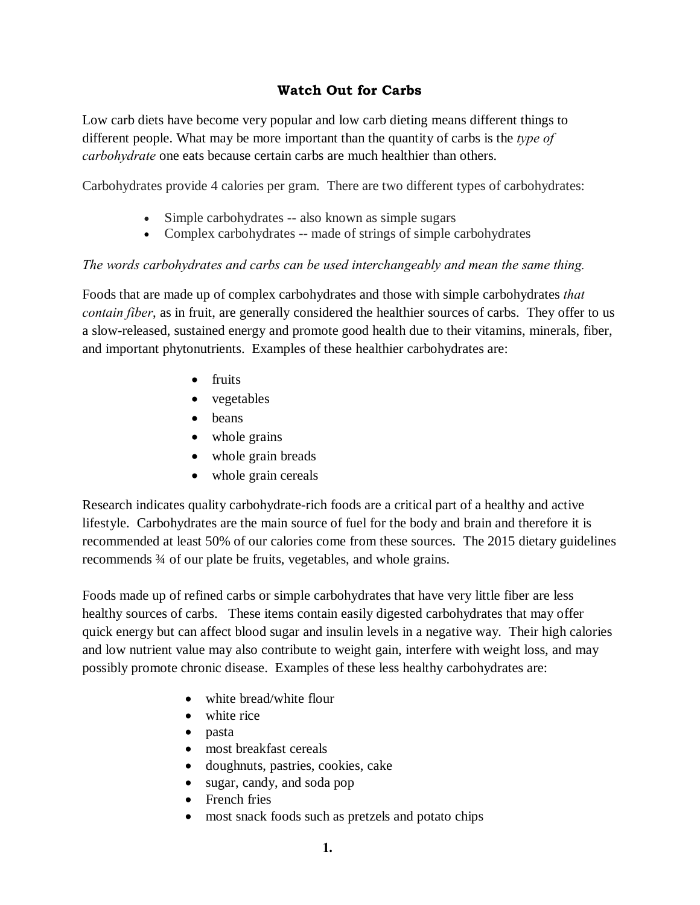# Watch Out for Carbs

Low carb diets have become very popular and low carb dieting means different things to different people. What may be more important than the quantity of carbs is the *type of carbohydrate* one eats because certain carbs are much healthier than others.

Carbohydrates provide 4 calories per gram. There are two different types of carbohydrates:

- Simple carbohydrates -- also known as simple sugars
- Complex carbohydrates -- made of strings of simple carbohydrates

*The words carbohydrates and carbs can be used interchangeably and mean the same thing.*

Foods that are made up of complex carbohydrates and those with simple carbohydrates *that contain fiber*, as in fruit, are generally considered the healthier sources of carbs. They offer to us a slow-released, sustained energy and promote good health due to their vitamins, minerals, fiber, and important phytonutrients. Examples of these healthier carbohydrates are:

- fruits
- vegetables
- beans
- whole grains
- whole grain breads
- whole grain cereals

Research indicates quality carbohydrate-rich foods are a critical part of a healthy and active lifestyle. Carbohydrates are the main source of fuel for the body and brain and therefore it is recommended at least 50% of our calories come from these sources. The 2015 dietary guidelines recommends ¾ of our plate be fruits, vegetables, and whole grains.

Foods made up of refined carbs or simple carbohydrates that have very little fiber are less healthy sources of carbs. These items contain easily digested carbohydrates that may offer quick energy but can affect blood sugar and insulin levels in a negative way. Their high calories and low nutrient value may also contribute to weight gain, interfere with weight loss, and may possibly promote chronic disease. Examples of these less healthy carbohydrates are:

- white bread/white flour
- white rice
- pasta
- most breakfast cereals
- doughnuts, pastries, cookies, cake
- sugar, candy, and soda pop
- French fries
- most snack foods such as pretzels and potato chips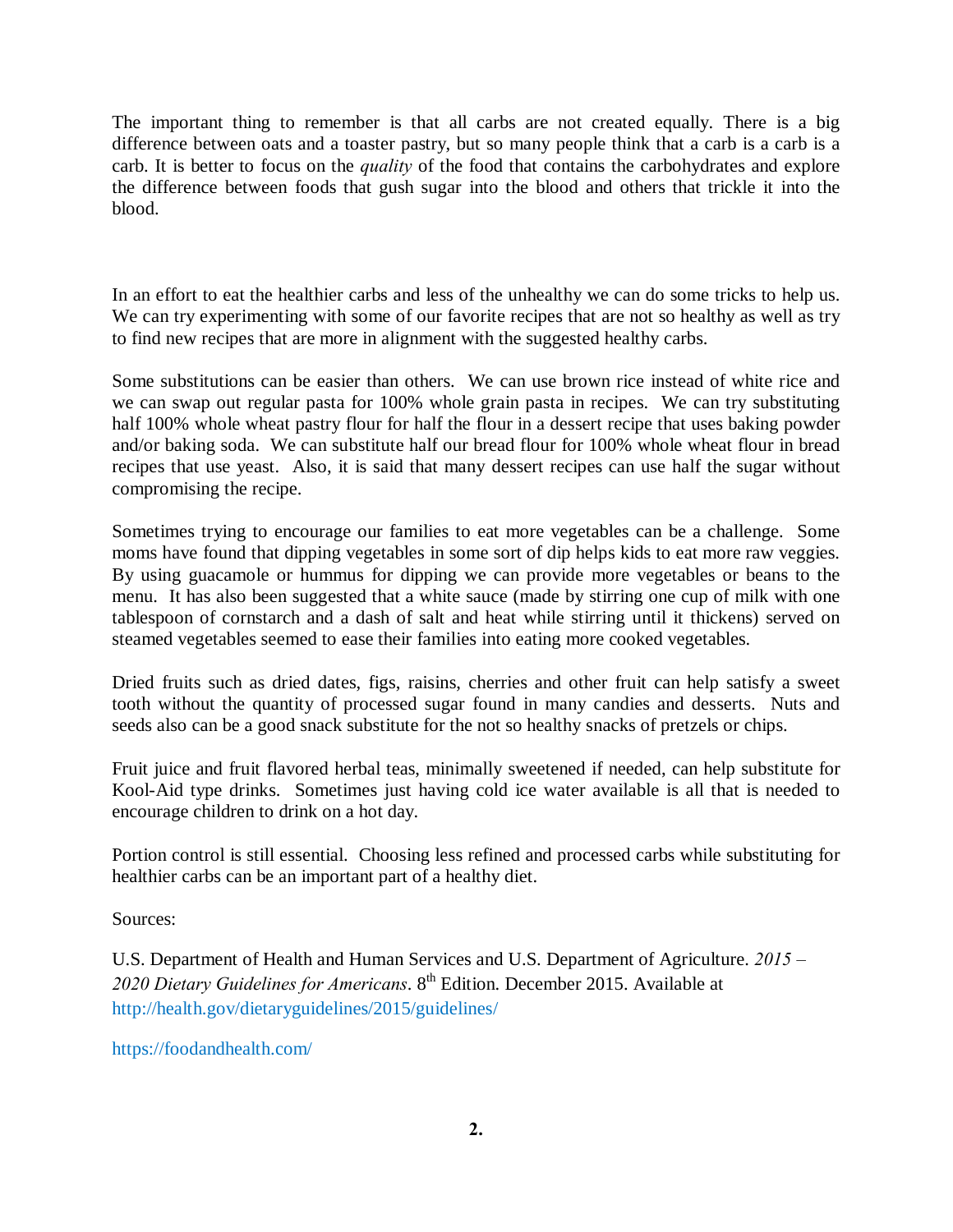The important thing to remember is that all carbs are not created equally. There is a big difference between oats and a toaster pastry, but so many people think that a carb is a carb is a carb. It is better to focus on the *quality* of the food that contains the carbohydrates and explore the difference between foods that gush sugar into the blood and others that trickle it into the blood.

In an effort to eat the healthier carbs and less of the unhealthy we can do some tricks to help us. We can try experimenting with some of our favorite recipes that are not so healthy as well as try to find new recipes that are more in alignment with the suggested healthy carbs.

Some substitutions can be easier than others. We can use brown rice instead of white rice and we can swap out regular pasta for 100% whole grain pasta in recipes. We can try substituting half 100% whole wheat pastry flour for half the flour in a dessert recipe that uses baking powder and/or baking soda. We can substitute half our bread flour for 100% whole wheat flour in bread recipes that use yeast. Also, it is said that many dessert recipes can use half the sugar without compromising the recipe.

Sometimes trying to encourage our families to eat more vegetables can be a challenge. Some moms have found that dipping vegetables in some sort of dip helps kids to eat more raw veggies. By using guacamole or hummus for dipping we can provide more vegetables or beans to the menu. It has also been suggested that a white sauce (made by stirring one cup of milk with one tablespoon of cornstarch and a dash of salt and heat while stirring until it thickens) served on steamed vegetables seemed to ease their families into eating more cooked vegetables.

Dried fruits such as dried dates, figs, raisins, cherries and other fruit can help satisfy a sweet tooth without the quantity of processed sugar found in many candies and desserts. Nuts and seeds also can be a good snack substitute for the not so healthy snacks of pretzels or chips.

Fruit juice and fruit flavored herbal teas, minimally sweetened if needed, can help substitute for Kool-Aid type drinks. Sometimes just having cold ice water available is all that is needed to encourage children to drink on a hot day.

Portion control is still essential. Choosing less refined and processed carbs while substituting for healthier carbs can be an important part of a healthy diet.

Sources:

U.S. Department of Health and Human Services and U.S. Department of Agriculture. *2015 – 2020 Dietary Guidelines for Americans*. 8th Edition. December 2015. Available at http://health.gov/dietaryguidelines/2015/guidelines/

https://foodandhealth.com/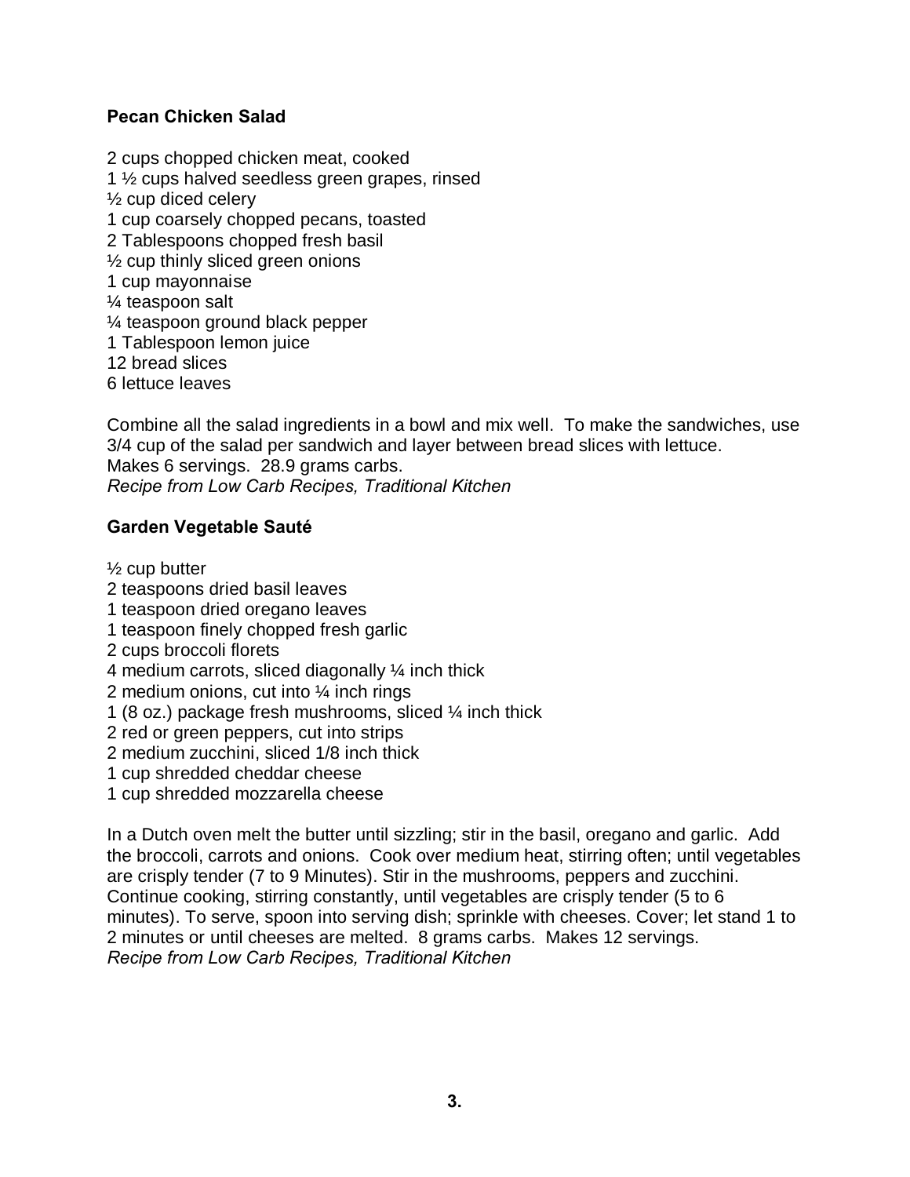### Pecan Chicken Salad

2 cups chopped chicken meat, cooked
1 ½ cups halved seedless green grapes, rinsed
½ cup diced celery
1 cup coarsely chopped pecans, toasted
2 Tablespoons chopped fresh basil
½ cup thinly sliced green onions
1 cup mayonnaise
¼ teaspoon salt
¼ teaspoon ground black pepper
1 Tablespoon lemon juice
12 bread slices
6 lettuce leaves

Combine all the salad ingredients in a bowl and mix well. To make the sandwiches, use 3/4 cup of the salad per sandwich and layer between bread slices with lettuce.
Makes 6 servings. 28.9 grams carbs.
*Recipe from Low Carb Recipes, Traditional Kitchen*

### Garden Vegetable Sauté

½ cup butter
2 teaspoons dried basil leaves
1 teaspoon dried oregano leaves
1 teaspoon finely chopped fresh garlic
2 cups broccoli florets
4 medium carrots, sliced diagonally ¼ inch thick
2 medium onions, cut into ¼ inch rings
1 (8 oz.) package fresh mushrooms, sliced ¼ inch thick
2 red or green peppers, cut into strips
2 medium zucchini, sliced 1/8 inch thick
1 cup shredded cheddar cheese
1 cup shredded mozzarella cheese

In a Dutch oven melt the butter until sizzling; stir in the basil, oregano and garlic. Add the broccoli, carrots and onions. Cook over medium heat, stirring often; until vegetables are crisply tender (7 to 9 Minutes). Stir in the mushrooms, peppers and zucchini. Continue cooking, stirring constantly, until vegetables are crisply tender (5 to 6 minutes). To serve, spoon into serving dish; sprinkle with cheeses. Cover; let stand 1 to 2 minutes or until cheeses are melted. 8 grams carbs. Makes 12 servings.
*Recipe from Low Carb Recipes, Traditional Kitchen*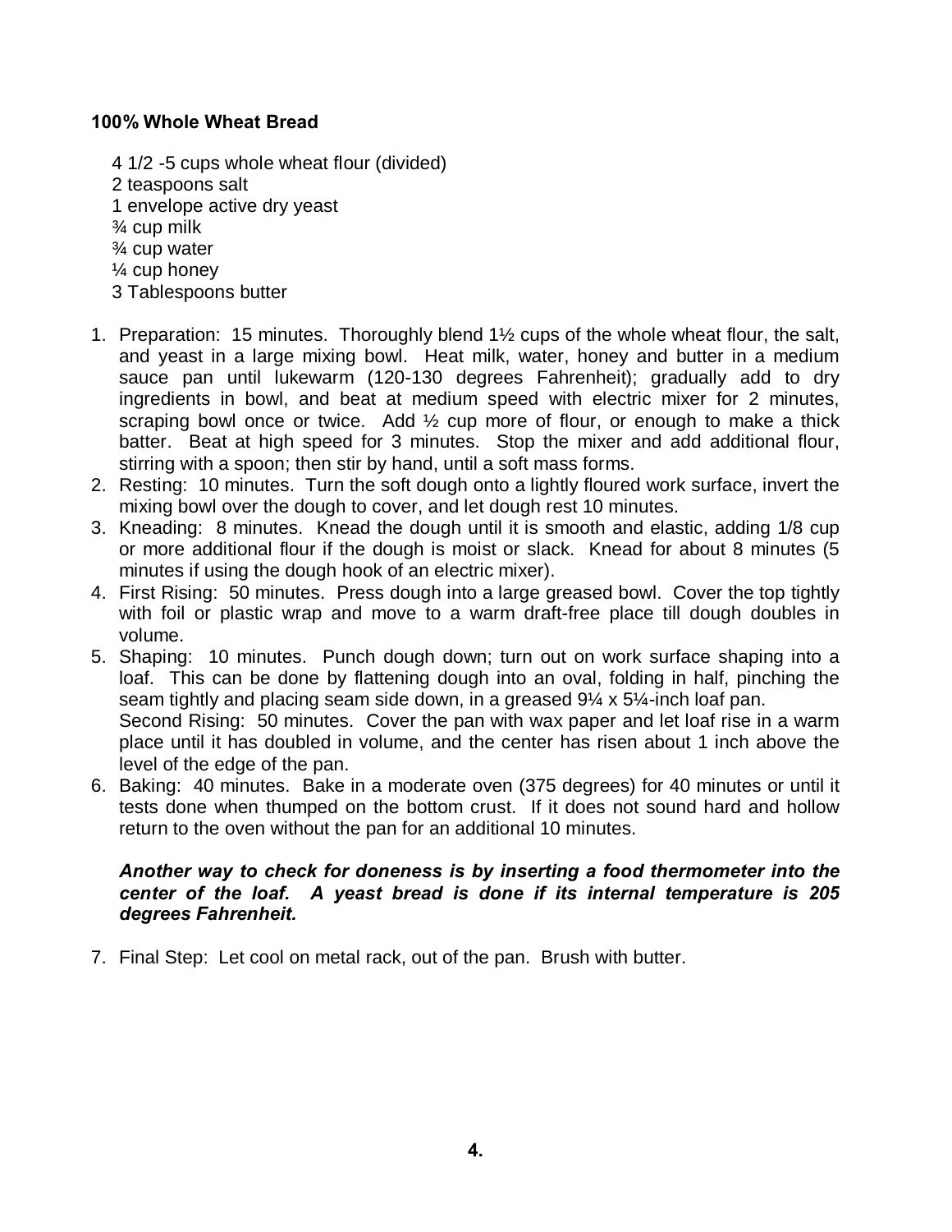**100% Whole Wheat Bread**

4 1/2 -5 cups whole wheat flour (divided)
2 teaspoons salt
1 envelope active dry yeast
¾ cup milk
¾ cup water
¼ cup honey
3 Tablespoons butter

1. Preparation: 15 minutes. Thoroughly blend 1½ cups of the whole wheat flour, the salt, and yeast in a large mixing bowl. Heat milk, water, honey and butter in a medium sauce pan until lukewarm (120-130 degrees Fahrenheit); gradually add to dry ingredients in bowl, and beat at medium speed with electric mixer for 2 minutes, scraping bowl once or twice. Add ½ cup more of flour, or enough to make a thick batter. Beat at high speed for 3 minutes. Stop the mixer and add additional flour, stirring with a spoon; then stir by hand, until a soft mass forms.
2. Resting: 10 minutes. Turn the soft dough onto a lightly floured work surface, invert the mixing bowl over the dough to cover, and let dough rest 10 minutes.
3. Kneading: 8 minutes. Knead the dough until it is smooth and elastic, adding 1/8 cup or more additional flour if the dough is moist or slack. Knead for about 8 minutes (5 minutes if using the dough hook of an electric mixer).
4. First Rising: 50 minutes. Press dough into a large greased bowl. Cover the top tightly with foil or plastic wrap and move to a warm draft-free place till dough doubles in volume.
5. Shaping: 10 minutes. Punch dough down; turn out on work surface shaping into a loaf. This can be done by flattening dough into an oval, folding in half, pinching the seam tightly and placing seam side down, in a greased 9¼ x 5¼-inch loaf pan.
   Second Rising: 50 minutes. Cover the pan with wax paper and let loaf rise in a warm place until it has doubled in volume, and the center has risen about 1 inch above the level of the edge of the pan.
6. Baking: 40 minutes. Bake in a moderate oven (375 degrees) for 40 minutes or until it tests done when thumped on the bottom crust. If it does not sound hard and hollow return to the oven without the pan for an additional 10 minutes.

   ***Another way to check for doneness is by inserting a food thermometer into the center of the loaf. A yeast bread is done if its internal temperature is 205 degrees Fahrenheit.***

7. Final Step: Let cool on metal rack, out of the pan. Brush with butter.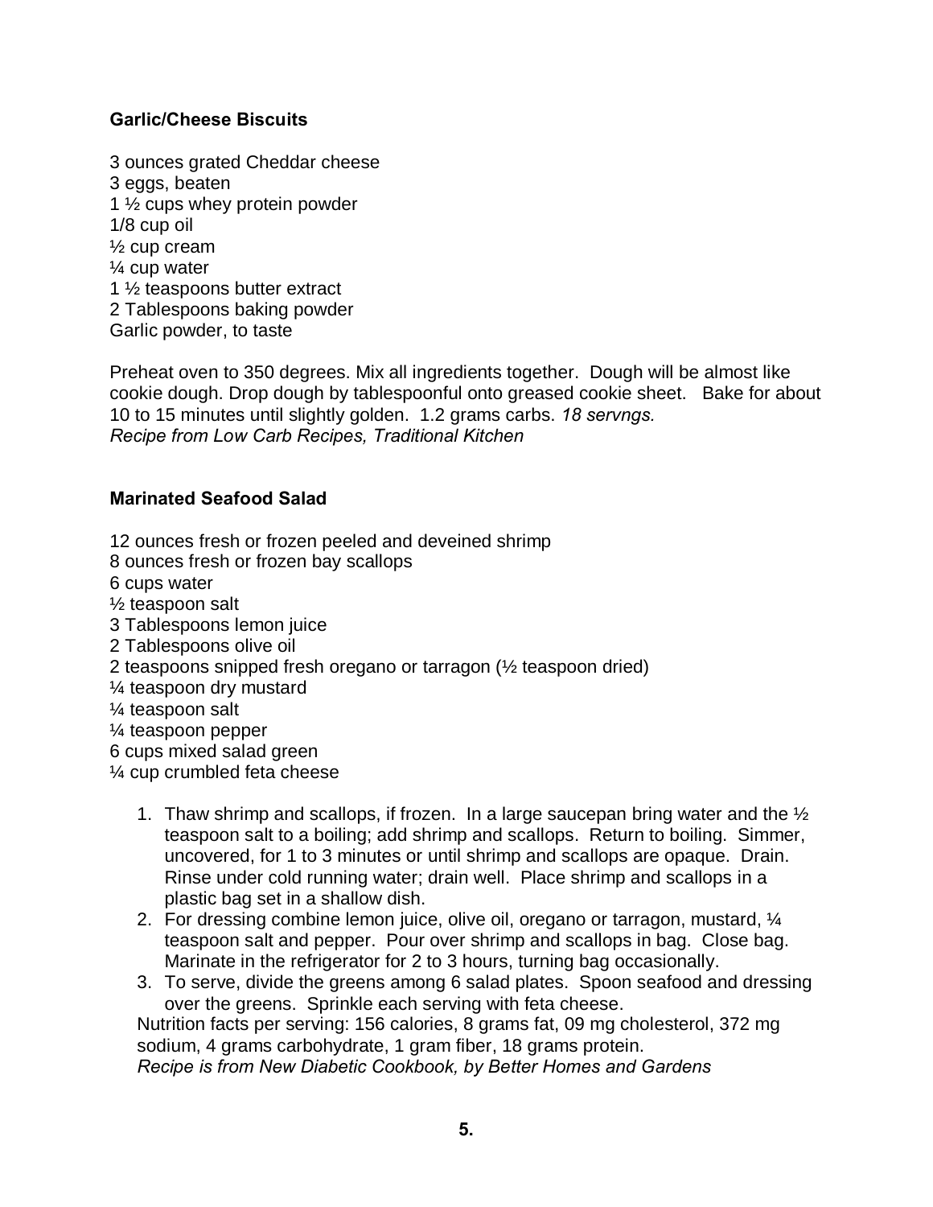### Garlic/Cheese Biscuits

3 ounces grated Cheddar cheese
3 eggs, beaten
1 ½ cups whey protein powder
1/8 cup oil
½ cup cream
¼ cup water
1 ½ teaspoons butter extract
2 Tablespoons baking powder
Garlic powder, to taste

Preheat oven to 350 degrees. Mix all ingredients together. Dough will be almost like cookie dough. Drop dough by tablespoonful onto greased cookie sheet. Bake for about 10 to 15 minutes until slightly golden. 1.2 grams carbs. *18 servngs.*
*Recipe from Low Carb Recipes, Traditional Kitchen*

### Marinated Seafood Salad

12 ounces fresh or frozen peeled and deveined shrimp
8 ounces fresh or frozen bay scallops
6 cups water
½ teaspoon salt
3 Tablespoons lemon juice
2 Tablespoons olive oil
2 teaspoons snipped fresh oregano or tarragon (½ teaspoon dried)
¼ teaspoon dry mustard
¼ teaspoon salt
¼ teaspoon pepper
6 cups mixed salad green
¼ cup crumbled feta cheese

1. Thaw shrimp and scallops, if frozen. In a large saucepan bring water and the ½ teaspoon salt to a boiling; add shrimp and scallops. Return to boiling. Simmer, uncovered, for 1 to 3 minutes or until shrimp and scallops are opaque. Drain. Rinse under cold running water; drain well. Place shrimp and scallops in a plastic bag set in a shallow dish.
2. For dressing combine lemon juice, olive oil, oregano or tarragon, mustard, ¼ teaspoon salt and pepper. Pour over shrimp and scallops in bag. Close bag. Marinate in the refrigerator for 2 to 3 hours, turning bag occasionally.
3. To serve, divide the greens among 6 salad plates. Spoon seafood and dressing over the greens. Sprinkle each serving with feta cheese.

Nutrition facts per serving: 156 calories, 8 grams fat, 09 mg cholesterol, 372 mg sodium, 4 grams carbohydrate, 1 gram fiber, 18 grams protein.
*Recipe is from New Diabetic Cookbook, by Better Homes and Gardens*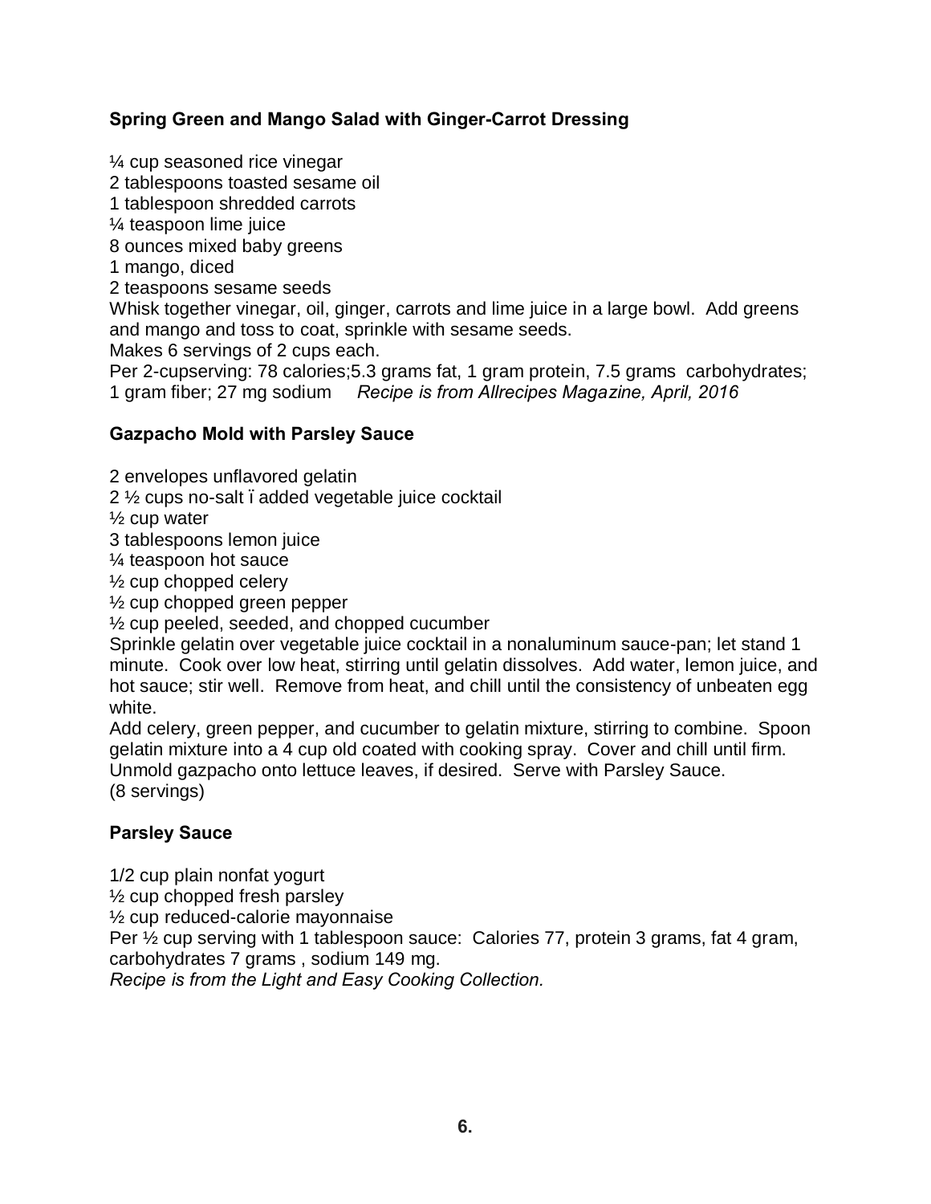**Spring Green and Mango Salad with Ginger-Carrot Dressing**

¼ cup seasoned rice vinegar
2 tablespoons toasted sesame oil
1 tablespoon shredded carrots
¼ teaspoon lime juice
8 ounces mixed baby greens
1 mango, diced
2 teaspoons sesame seeds
Whisk together vinegar, oil, ginger, carrots and lime juice in a large bowl. Add greens and mango and toss to coat, sprinkle with sesame seeds.
Makes 6 servings of 2 cups each.
Per 2-cupserving: 78 calories;5.3 grams fat, 1 gram protein, 7.5 grams carbohydrates; 1 gram fiber; 27 mg sodium *Recipe is from Allrecipes Magazine, April, 2016*

**Gazpacho Mold with Parsley Sauce**

2 envelopes unflavored gelatin
2 ½ cups no-salt ï added vegetable juice cocktail
½ cup water
3 tablespoons lemon juice
¼ teaspoon hot sauce
½ cup chopped celery
½ cup chopped green pepper
½ cup peeled, seeded, and chopped cucumber
Sprinkle gelatin over vegetable juice cocktail in a nonaluminum sauce-pan; let stand 1 minute. Cook over low heat, stirring until gelatin dissolves. Add water, lemon juice, and hot sauce; stir well. Remove from heat, and chill until the consistency of unbeaten egg white.
Add celery, green pepper, and cucumber to gelatin mixture, stirring to combine. Spoon gelatin mixture into a 4 cup old coated with cooking spray. Cover and chill until firm. Unmold gazpacho onto lettuce leaves, if desired. Serve with Parsley Sauce.
(8 servings)

**Parsley Sauce**

1/2 cup plain nonfat yogurt
½ cup chopped fresh parsley
½ cup reduced-calorie mayonnaise
Per ½ cup serving with 1 tablespoon sauce: Calories 77, protein 3 grams, fat 4 gram, carbohydrates 7 grams , sodium 149 mg.
*Recipe is from the Light and Easy Cooking Collection.*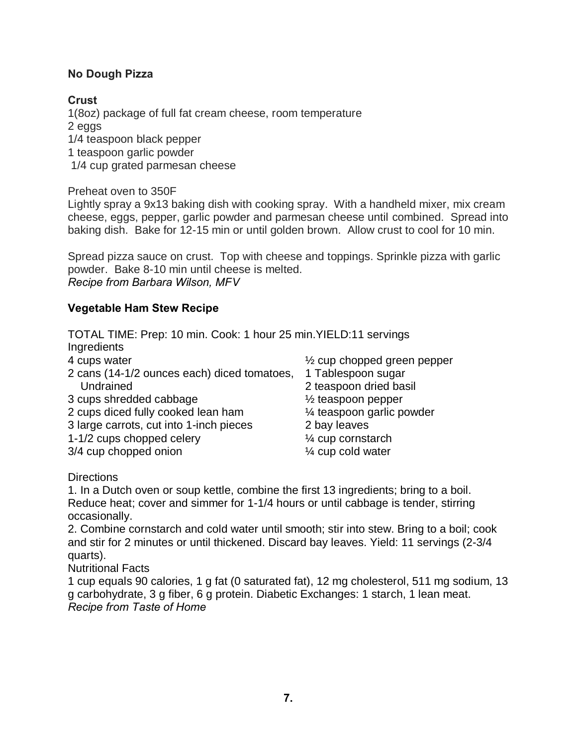**No Dough Pizza**

**Crust**

1(8oz) package of full fat cream cheese, room temperature
2 eggs
1/4 teaspoon black pepper
1 teaspoon garlic powder
1/4 cup grated parmesan cheese

Preheat oven to 350F
Lightly spray a 9x13 baking dish with cooking spray. With a handheld mixer, mix cream cheese, eggs, pepper, garlic powder and parmesan cheese until combined. Spread into baking dish. Bake for 12-15 min or until golden brown. Allow crust to cool for 10 min.

Spread pizza sauce on crust. Top with cheese and toppings. Sprinkle pizza with garlic powder. Bake 8-10 min until cheese is melted.
*Recipe from Barbara Wilson, MFV*

**Vegetable Ham Stew Recipe**

TOTAL TIME: Prep: 10 min. Cook: 1 hour 25 min.YIELD:11 servings
Ingredients

4 cups water
2 cans (14-1/2 ounces each) diced tomatoes, Undrained
3 cups shredded cabbage
2 cups diced fully cooked lean ham
3 large carrots, cut into 1-inch pieces
1-1/2 cups chopped celery
3/4 cup chopped onion
½ cup chopped green pepper
1 Tablespoon sugar
2 teaspoon dried basil
½ teaspoon pepper
¼ teaspoon garlic powder
2 bay leaves
¼ cup cornstarch
¼ cup cold water

Directions

1. In a Dutch oven or soup kettle, combine the first 13 ingredients; bring to a boil. Reduce heat; cover and simmer for 1-1/4 hours or until cabbage is tender, stirring occasionally.
2. Combine cornstarch and cold water until smooth; stir into stew. Bring to a boil; cook and stir for 2 minutes or until thickened. Discard bay leaves. Yield: 11 servings (2-3/4 quarts).

Nutritional Facts
1 cup equals 90 calories, 1 g fat (0 saturated fat), 12 mg cholesterol, 511 mg sodium, 13 g carbohydrate, 3 g fiber, 6 g protein. Diabetic Exchanges: 1 starch, 1 lean meat.
*Recipe from Taste of Home*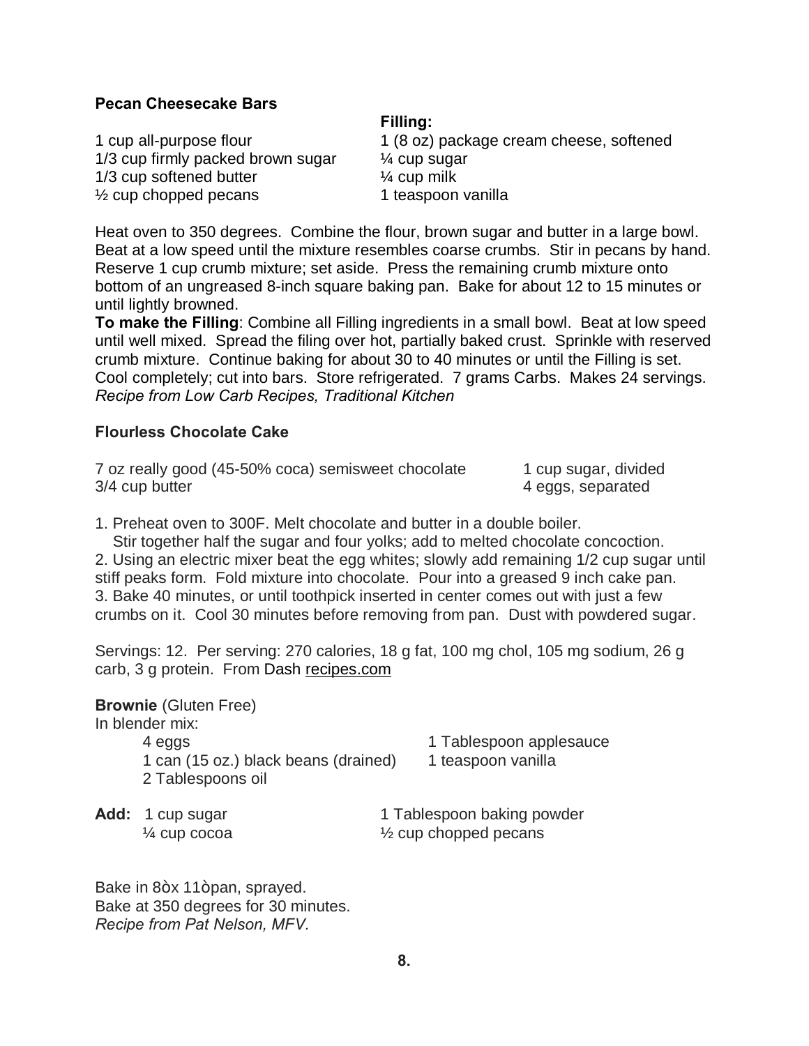**Pecan Cheesecake Bars**

1 cup all-purpose flour
1/3 cup firmly packed brown sugar
1/3 cup softened butter
½ cup chopped pecans

**Filling:**
1 (8 oz) package cream cheese, softened
¼ cup sugar
¼ cup milk
1 teaspoon vanilla

Heat oven to 350 degrees. Combine the flour, brown sugar and butter in a large bowl. Beat at a low speed until the mixture resembles coarse crumbs. Stir in pecans by hand. Reserve 1 cup crumb mixture; set aside. Press the remaining crumb mixture onto bottom of an ungreased 8-inch square baking pan. Bake for about 12 to 15 minutes or until lightly browned.

**To make the Filling**: Combine all Filling ingredients in a small bowl. Beat at low speed until well mixed. Spread the filing over hot, partially baked crust. Sprinkle with reserved crumb mixture. Continue baking for about 30 to 40 minutes or until the Filling is set. Cool completely; cut into bars. Store refrigerated. 7 grams Carbs. Makes 24 servings.
*Recipe from Low Carb Recipes, Traditional Kitchen*

**Flourless Chocolate Cake**

7 oz really good (45-50% coca) semisweet chocolate
3/4 cup butter
1 cup sugar, divided
4 eggs, separated

1. Preheat oven to 300F. Melt chocolate and butter in a double boiler.
   Stir together half the sugar and four yolks; add to melted chocolate concoction.
2. Using an electric mixer beat the egg whites; slowly add remaining 1/2 cup sugar until stiff peaks form. Fold mixture into chocolate. Pour into a greased 9 inch cake pan.
3. Bake 40 minutes, or until toothpick inserted in center comes out with just a few crumbs on it. Cool 30 minutes before removing from pan. Dust with powdered sugar.

Servings: 12. Per serving: 270 calories, 18 g fat, 100 mg chol, 105 mg sodium, 26 g carb, 3 g protein. From Dash recipes.com

**Brownie** (Gluten Free)
In blender mix:

4 eggs
1 can (15 oz.) black beans (drained)
2 Tablespoons oil
1 Tablespoon applesauce
1 teaspoon vanilla

**Add:**
1 cup sugar
¼ cup cocoa
1 Tablespoon baking powder
½ cup chopped pecans

Bake in 8òx 11òpan, sprayed.
Bake at 350 degrees for 30 minutes.
*Recipe from Pat Nelson, MFV.*